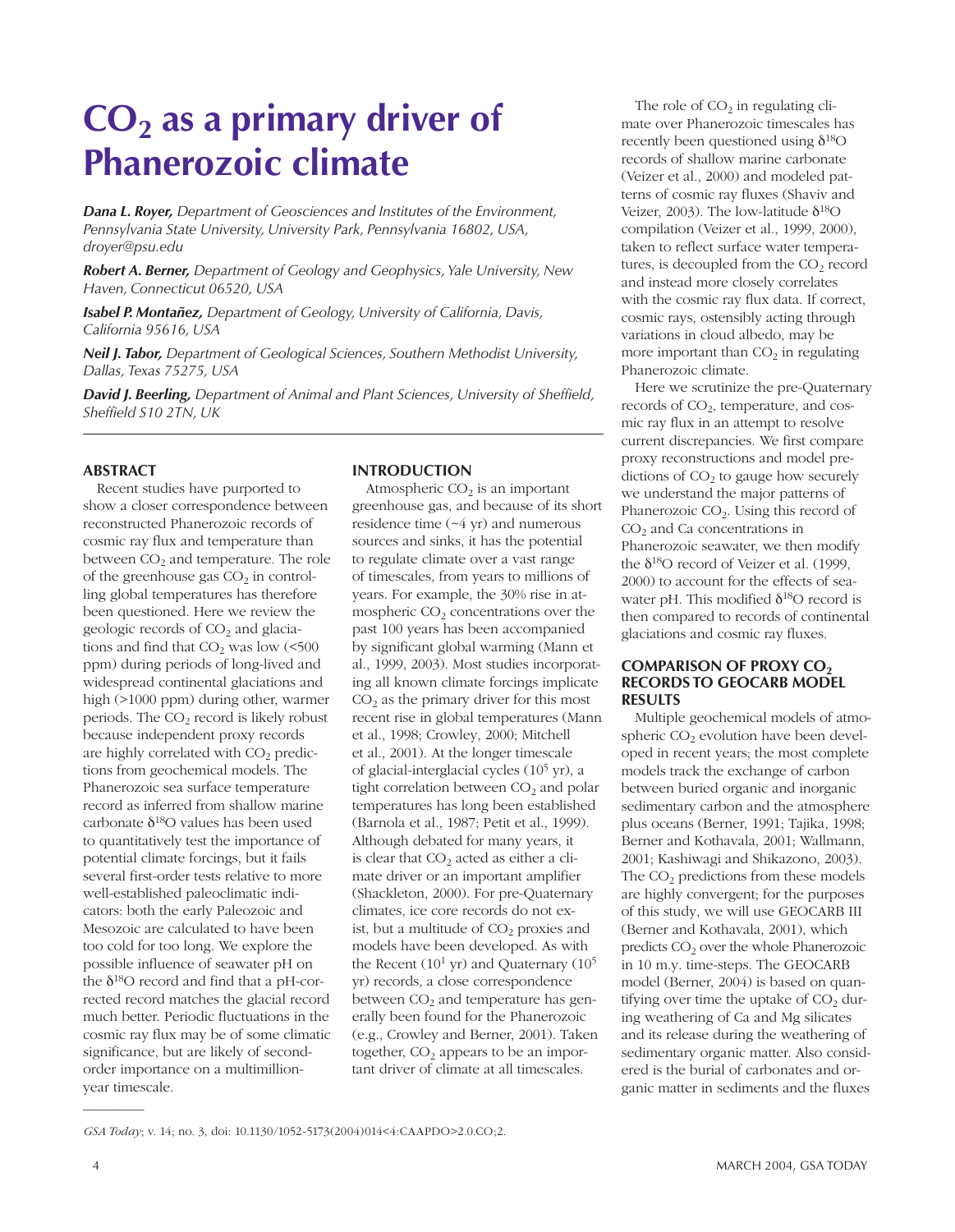# $CO_2$ as a primary driver of Phanerozoic climate

***Dana L. Royer,*** *Department of Geosciences and Institutes of the Environment, Pennsylvania State University, University Park, Pennsylvania 16802, USA, droyer@psu.edu*

***Robert A. Berner,*** *Department of Geology and Geophysics, Yale University, New Haven, Connecticut 06520, USA*

***Isabel P. Montañez,*** *Department of Geology, University of California, Davis, California 95616, USA*

***Neil J. Tabor,*** *Department of Geological Sciences, Southern Methodist University, Dallas, Texas 75275, USA*

***David J. Beerling,*** *Department of Animal and Plant Sciences, University of Sheffield, Sheffield S10 2TN, UK*

## ABSTRACT

Recent studies have purported to show a closer correspondence between reconstructed Phanerozoic records of cosmic ray flux and temperature than between $CO_2$ and temperature. The role of the greenhouse gas $CO_2$ in controlling global temperatures has therefore been questioned. Here we review the geologic records of $CO_2$ and glaciations and find that $CO_2$ was low (<500 ppm) during periods of long-lived and widespread continental glaciations and high (>1000 ppm) during other, warmer periods. The $CO_2$ record is likely robust because independent proxy records are highly correlated with $CO_2$ predictions from geochemical models. The Phanerozoic sea surface temperature record as inferred from shallow marine carbonate $\delta^{18}O$ values has been used to quantitatively test the importance of potential climate forcings, but it fails several first-order tests relative to more well-established paleoclimatic indicators: both the early Paleozoic and Mesozoic are calculated to have been too cold for too long. We explore the possible influence of seawater pH on the $\delta^{18}O$ record and find that a pH-corrected record matches the glacial record much better. Periodic fluctuations in the cosmic ray flux may be of some climatic significance, but are likely of second-order importance on a multimillion-year timescale.

## INTRODUCTION

Atmospheric $CO_2$ is an important greenhouse gas, and because of its short residence time (~4 yr) and numerous sources and sinks, it has the potential to regulate climate over a vast range of timescales, from years to millions of years. For example, the 30% rise in atmospheric $CO_2$ concentrations over the past 100 years has been accompanied by significant global warming (Mann et al., 1999, 2003). Most studies incorporating all known climate forcings implicate $CO_2$ as the primary driver for this most recent rise in global temperatures (Mann et al., 1998; Crowley, 2000; Mitchell et al., 2001). At the longer timescale of glacial-interglacial cycles ($10^5$ yr), a tight correlation between $CO_2$ and polar temperatures has long been established (Barnola et al., 1987; Petit et al., 1999). Although debated for many years, it is clear that $CO_2$ acted as either a climate driver or an important amplifier (Shackleton, 2000). For pre-Quaternary climates, ice core records do not exist, but a multitude of $CO_2$ proxies and models have been developed. As with the Recent ($10^1$ yr) and Quaternary ($10^5$ yr) records, a close correspondence between $CO_2$ and temperature has generally been found for the Phanerozoic (e.g., Crowley and Berner, 2001). Taken together, $CO_2$ appears to be an important driver of climate at all timescales.

The role of $CO_2$ in regulating climate over Phanerozoic timescales has recently been questioned using $\delta^{18}O$ records of shallow marine carbonate (Veizer et al., 2000) and modeled patterns of cosmic ray fluxes (Shaviv and Veizer, 2003). The low-latitude $\delta^{18}O$ compilation (Veizer et al., 1999, 2000), taken to reflect surface water temperatures, is decoupled from the $CO_2$ record and instead more closely correlates with the cosmic ray flux data. If correct, cosmic rays, ostensibly acting through variations in cloud albedo, may be more important than $CO_2$ in regulating Phanerozoic climate.

Here we scrutinize the pre-Quaternary records of $CO_2$, temperature, and cosmic ray flux in an attempt to resolve current discrepancies. We first compare proxy reconstructions and model predictions of $CO_2$ to gauge how securely we understand the major patterns of Phanerozoic $CO_2$. Using this record of $CO_2$ and Ca concentrations in Phanerozoic seawater, we then modify the $\delta^{18}O$ record of Veizer et al. (1999, 2000) to account for the effects of seawater pH. This modified $\delta^{18}O$ record is then compared to records of continental glaciations and cosmic ray fluxes.

## COMPARISON OF PROXY $CO_2$ RECORDS TO GEOCARB MODEL RESULTS

Multiple geochemical models of atmospheric $CO_2$ evolution have been developed in recent years; the most complete models track the exchange of carbon between buried organic and inorganic sedimentary carbon and the atmosphere plus oceans (Berner, 1991; Tajika, 1998; Berner and Kothavala, 2001; Wallmann, 2001; Kashiwagi and Shikazono, 2003). The $CO_2$ predictions from these models are highly convergent; for the purposes of this study, we will use GEOCARB III (Berner and Kothavala, 2001), which predicts $CO_2$ over the whole Phanerozoic in 10 m.y. time-steps. The GEOCARB model (Berner, 2004) is based on quantifying over time the uptake of $CO_2$ during weathering of Ca and Mg silicates and its release during the weathering of sedimentary organic matter. Also considered is the burial of carbonates and organic matter in sediments and the fluxes

---

*GSA Today*; v. 14; no. 3, doi: 10.1130/1052-5173(2004)014<4:CAAPDO>2.0.CO;2.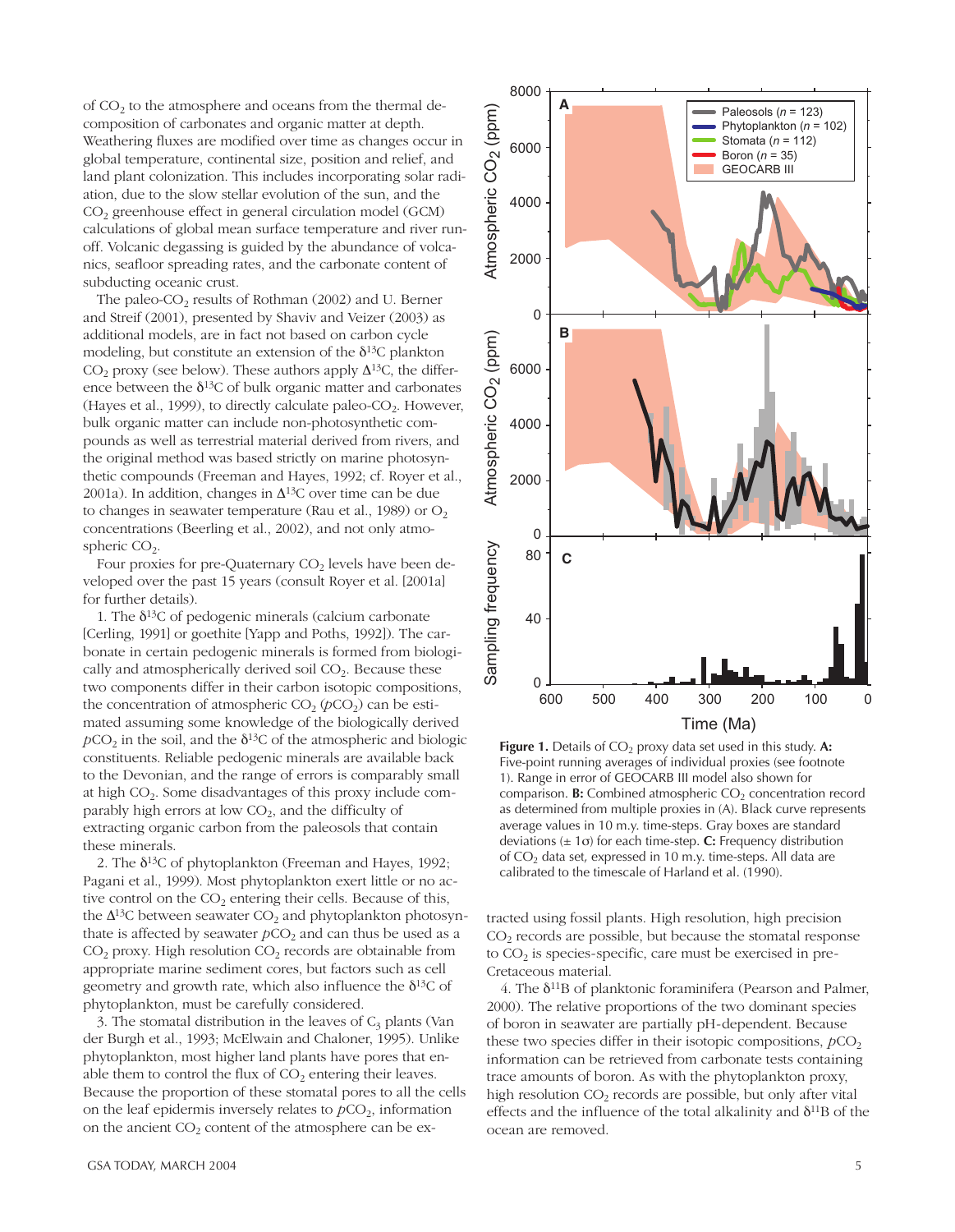of $CO_2$ to the atmosphere and oceans from the thermal decomposition of carbonates and organic matter at depth. Weathering fluxes are modified over time as changes occur in global temperature, continental size, position and relief, and land plant colonization. This includes incorporating solar radiation, due to the slow stellar evolution of the sun, and the $CO_2$ greenhouse effect in general circulation model (GCM) calculations of global mean surface temperature and river runoff. Volcanic degassing is guided by the abundance of volcanics, seafloor spreading rates, and the carbonate content of subducting oceanic crust.

The paleo-$CO_2$ results of Rothman (2002) and U. Berner and Streif (2001), presented by Shaviv and Veizer (2003) as additional models, are in fact not based on carbon cycle modeling, but constitute an extension of the $\delta^{13}C$ plankton $CO_2$ proxy (see below). These authors apply $\Delta^{13}C$, the difference between the $\delta^{13}C$ of bulk organic matter and carbonates (Hayes et al., 1999), to directly calculate paleo-$CO_2$. However, bulk organic matter can include non-photosynthetic compounds as well as terrestrial material derived from rivers, and the original method was based strictly on marine photosynthetic compounds (Freeman and Hayes, 1992; cf. Royer et al., 2001a). In addition, changes in $\Delta^{13}C$ over time can be due to changes in seawater temperature (Rau et al., 1989) or $O_2$ concentrations (Beerling et al., 2002), and not only atmospheric $CO_2$.

Four proxies for pre-Quaternary $CO_2$ levels have been developed over the past 15 years (consult Royer et al. [2001a] for further details).

1. The $\delta^{13}C$ of pedogenic minerals (calcium carbonate [Cerling, 1991] or goethite [Yapp and Poths, 1992]). The carbonate in certain pedogenic minerals is formed from biologically and atmospherically derived soil $CO_2$. Because these two components differ in their carbon isotopic compositions, the concentration of atmospheric $CO_2$ ($pCO_2$) can be estimated assuming some knowledge of the biologically derived $pCO_2$ in the soil, and the $\delta^{13}C$ of the atmospheric and biologic constituents. Reliable pedogenic minerals are available back to the Devonian, and the range of errors is comparably small at high $CO_2$. Some disadvantages of this proxy include comparably high errors at low $CO_2$, and the difficulty of extracting organic carbon from the paleosols that contain these minerals.

2. The $\delta^{13}C$ of phytoplankton (Freeman and Hayes, 1992; Pagani et al., 1999). Most phytoplankton exert little or no active control on the $CO_2$ entering their cells. Because of this, the $\Delta^{13}C$ between seawater $CO_2$ and phytoplankton photosynthate is affected by seawater $pCO_2$ and can thus be used as a $CO_2$ proxy. High resolution $CO_2$ records are obtainable from appropriate marine sediment cores, but factors such as cell geometry and growth rate, which also influence the $\delta^{13}C$ of phytoplankton, must be carefully considered.

3. The stomatal distribution in the leaves of $C_3$ plants (Van der Burgh et al., 1993; McElwain and Chaloner, 1995). Unlike phytoplankton, most higher land plants have pores that enable them to control the flux of $CO_2$ entering their leaves. Because the proportion of these stomatal pores to all the cells on the leaf epidermis inversely relates to $pCO_2$, information on the ancient $CO_2$ content of the atmosphere can be extracted using fossil plants. High resolution, high precision $CO_2$ records are possible, but because the stomatal response to $CO_2$ is species-specific, care must be exercised in pre-Cretaceous material.

4. The $\delta^{11}B$ of planktonic foraminifera (Pearson and Palmer, 2000). The relative proportions of the two dominant species of boron in seawater are partially pH-dependent. Because these two species differ in their isotopic compositions, $pCO_2$ information can be retrieved from carbonate tests containing trace amounts of boron. As with the phytoplankton proxy, high resolution $CO_2$ records are possible, but only after vital effects and the influence of the total alkalinity and $\delta^{11}B$ of the ocean are removed.

**Figure 1.** Details of $CO_2$ proxy data set used in this study. **A:** Five-point running averages of individual proxies (see footnote 1). Range in error of GEOCARB III model also shown for comparison. **B:** Combined atmospheric $CO_2$ concentration record as determined from multiple proxies in (A). Black curve represents average values in 10 m.y. time-steps. Gray boxes are standard deviations ($\pm$ 1σ) for each time-step. **C:** Frequency distribution of $CO_2$ data set, expressed in 10 m.y. time-steps. All data are calibrated to the timescale of Harland et al. (1990).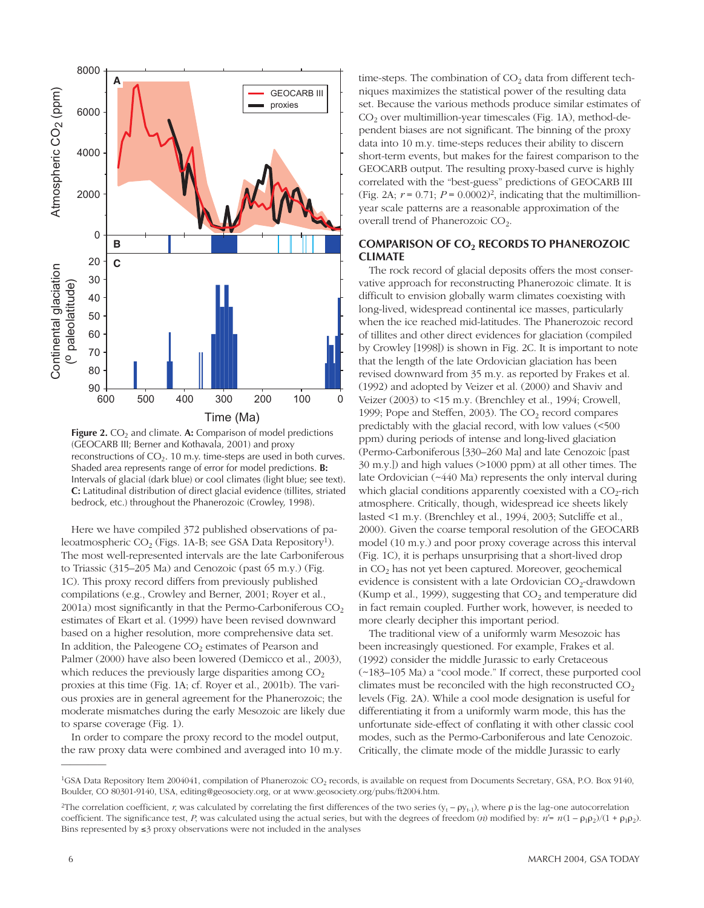**Figure 2.** $CO_2$ and climate. **A:** Comparison of model predictions (GEOCARB III; Berner and Kothavala, 2001) and proxy reconstructions of $CO_2$. 10 m.y. time-steps are used in both curves. Shaded area represents range of error for model predictions. **B:** Intervals of glacial (dark blue) or cool climates (light blue; see text). **C:** Latitudinal distribution of direct glacial evidence (tillites, striated bedrock, etc.) throughout the Phanerozoic (Crowley, 1998).

Here we have compiled 372 published observations of paleoatmospheric $CO_2$ (Figs. 1A-B; see GSA Data Repository[1]). The most well-represented intervals are the late Carboniferous to Triassic (315–205 Ma) and Cenozoic (past 65 m.y.) (Fig. 1C). This proxy record differs from previously published compilations (e.g., Crowley and Berner, 2001; Royer et al., 2001a) most significantly in that the Permo-Carboniferous $CO_2$ estimates of Ekart et al. (1999) have been revised downward based on a higher resolution, more comprehensive data set. In addition, the Paleogene $CO_2$ estimates of Pearson and Palmer (2000) have also been lowered (Demicco et al., 2003), which reduces the previously large disparities among $CO_2$ proxies at this time (Fig. 1A; cf. Royer et al., 2001b). The various proxies are in general agreement for the Phanerozoic; the moderate mismatches during the early Mesozoic are likely due to sparse coverage (Fig. 1).

In order to compare the proxy record to the model output, the raw proxy data were combined and averaged into 10 m.y. time-steps. The combination of $CO_2$ data from different techniques maximizes the statistical power of the resulting data set. Because the various methods produce similar estimates of $CO_2$ over multimillion-year timescales (Fig. 1A), method-dependent biases are not significant. The binning of the proxy data into 10 m.y. time-steps reduces their ability to discern short-term events, but makes for the fairest comparison to the GEOCARB output. The resulting proxy-based curve is highly correlated with the "best-guess" predictions of GEOCARB III (Fig. 2A; $r = 0.71$; $P = 0.0002$)[2], indicating that the multimillion-year scale patterns are a reasonable approximation of the overall trend of Phanerozoic $CO_2$.

## COMPARISON OF $CO_2$ RECORDS TO PHANEROZOIC CLIMATE

The rock record of glacial deposits offers the most conservative approach for reconstructing Phanerozoic climate. It is difficult to envision globally warm climates coexisting with long-lived, widespread continental ice masses, particularly when the ice reached mid-latitudes. The Phanerozoic record of tillites and other direct evidences for glaciation (compiled by Crowley [1998]) is shown in Fig. 2C. It is important to note that the length of the late Ordovician glaciation has been revised downward from 35 m.y. as reported by Frakes et al. (1992) and adopted by Veizer et al. (2000) and Shaviv and Veizer (2003) to <15 m.y. (Brenchley et al., 1994; Crowell, 1999; Pope and Steffen, 2003). The $CO_2$ record compares predictably with the glacial record, with low values (<500 ppm) during periods of intense and long-lived glaciation (Permo-Carboniferous [330–260 Ma] and late Cenozoic [past 30 m.y.]) and high values (>1000 ppm) at all other times. The late Ordovician (~440 Ma) represents the only interval during which glacial conditions apparently coexisted with a $CO_2$-rich atmosphere. Critically, though, widespread ice sheets likely lasted <1 m.y. (Brenchley et al., 1994, 2003; Sutcliffe et al., 2000). Given the coarse temporal resolution of the GEOCARB model (10 m.y.) and poor proxy coverage across this interval (Fig. 1C), it is perhaps unsurprising that a short-lived drop in $CO_2$ has not yet been captured. Moreover, geochemical evidence is consistent with a late Ordovician $CO_2$-drawdown (Kump et al., 1999), suggesting that $CO_2$ and temperature did in fact remain coupled. Further work, however, is needed to more clearly decipher this important period.

The traditional view of a uniformly warm Mesozoic has been increasingly questioned. For example, Frakes et al. (1992) consider the middle Jurassic to early Cretaceous (~183–105 Ma) a "cool mode." If correct, these purported cool climates must be reconciled with the high reconstructed $CO_2$ levels (Fig. 2A). While a cool mode designation is useful for differentiating it from a uniformly warm mode, this has the unfortunate side-effect of conflating it with other classic cool modes, such as the Permo-Carboniferous and late Cenozoic. Critically, the climate mode of the middle Jurassic to early

---

[1] GSA Data Repository Item 2004041, compilation of Phanerozoic $CO_2$ records, is available on request from Documents Secretary, GSA, P.O. Box 9140, Boulder, CO 80301-9140, USA, editing@geosociety.org, or at www.geosociety.org/pubs/ft2004.htm.

[2] The correlation coefficient, $r$, was calculated by correlating the first differences of the two series ($y_t - \rho y_{t-1}$), where $\rho$ is the lag-one autocorrelation coefficient. The significance test, $P$, was calculated using the actual series, but with the degrees of freedom ($n$) modified by: $n' = n(1 - \rho_1\rho_2)/(1 + \rho_1\rho_2)$. Bins represented by ≤3 proxy observations were not included in the analyses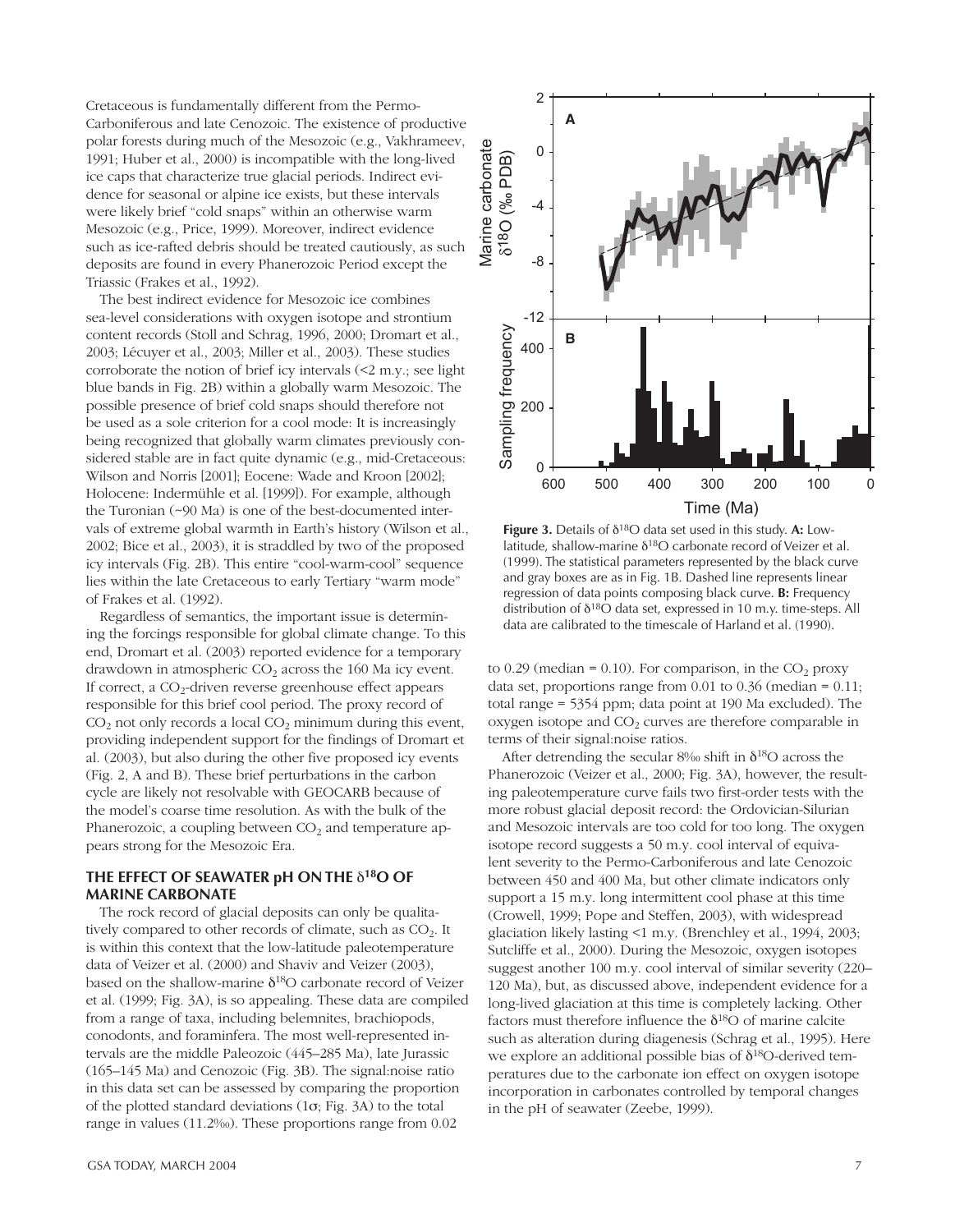Cretaceous is fundamentally different from the Permo-Carboniferous and late Cenozoic. The existence of productive polar forests during much of the Mesozoic (e.g., Vakhrameev, 1991; Huber et al., 2000) is incompatible with the long-lived ice caps that characterize true glacial periods. Indirect evidence for seasonal or alpine ice exists, but these intervals were likely brief "cold snaps" within an otherwise warm Mesozoic (e.g., Price, 1999). Moreover, indirect evidence such as ice-rafted debris should be treated cautiously, as such deposits are found in every Phanerozoic Period except the Triassic (Frakes et al., 1992).

The best indirect evidence for Mesozoic ice combines sea-level considerations with oxygen isotope and strontium content records (Stoll and Schrag, 1996, 2000; Dromart et al., 2003; Lécuyer et al., 2003; Miller et al., 2003). These studies corroborate the notion of brief icy intervals (<2 m.y.; see light blue bands in Fig. 2B) within a globally warm Mesozoic. The possible presence of brief cold snaps should therefore not be used as a sole criterion for a cool mode: It is increasingly being recognized that globally warm climates previously considered stable are in fact quite dynamic (e.g., mid-Cretaceous: Wilson and Norris [2001]; Eocene: Wade and Kroon [2002]; Holocene: Indermühle et al. [1999]). For example, although the Turonian (~90 Ma) is one of the best-documented intervals of extreme global warmth in Earth's history (Wilson et al., 2002; Bice et al., 2003), it is straddled by two of the proposed icy intervals (Fig. 2B). This entire "cool-warm-cool" sequence lies within the late Cretaceous to early Tertiary "warm mode" of Frakes et al. (1992).

Regardless of semantics, the important issue is determining the forcings responsible for global climate change. To this end, Dromart et al. (2003) reported evidence for a temporary drawdown in atmospheric $CO_2$ across the 160 Ma icy event. If correct, a $CO_2$-driven reverse greenhouse effect appears responsible for this brief cool period. The proxy record of $CO_2$ not only records a local $CO_2$ minimum during this event, providing independent support for the findings of Dromart et al. (2003), but also during the other five proposed icy events (Fig. 2, A and B). These brief perturbations in the carbon cycle are likely not resolvable with GEOCARB because of the model's coarse time resolution. As with the bulk of the Phanerozoic, a coupling between $CO_2$ and temperature appears strong for the Mesozoic Era.

## THE EFFECT OF SEAWATER pH ON THE $\delta^{18}O$ OF MARINE CARBONATE

The rock record of glacial deposits can only be qualitatively compared to other records of climate, such as $CO_2$. It is within this context that the low-latitude paleotemperature data of Veizer et al. (2000) and Shaviv and Veizer (2003), based on the shallow-marine $\delta^{18}O$ carbonate record of Veizer et al. (1999; Fig. 3A), is so appealing. These data are compiled from a range of taxa, including belemnites, brachiopods, conodonts, and foraminfera. The most well-represented intervals are the middle Paleozoic (445–285 Ma), late Jurassic (165–145 Ma) and Cenozoic (Fig. 3B). The signal:noise ratio in this data set can be assessed by comparing the proportion of the plotted standard deviations (1σ; Fig. 3A) to the total range in values (11.2‰). These proportions range from 0.02 to 0.29 (median = 0.10). For comparison, in the $CO_2$ proxy data set, proportions range from 0.01 to 0.36 (median = 0.11; total range = 5354 ppm; data point at 190 Ma excluded). The oxygen isotope and $CO_2$ curves are therefore comparable in terms of their signal:noise ratios.

**Figure 3.** Details of $\delta^{18}O$ data set used in this study. **A:** Low-latitude, shallow-marine $\delta^{18}O$ carbonate record of Veizer et al. (1999). The statistical parameters represented by the black curve and gray boxes are as in Fig. 1B. Dashed line represents linear regression of data points composing black curve. **B:** Frequency distribution of $\delta^{18}O$ data set, expressed in 10 m.y. time-steps. All data are calibrated to the timescale of Harland et al. (1990).

After detrending the secular 8‰ shift in $\delta^{18}O$ across the Phanerozoic (Veizer et al., 2000; Fig. 3A), however, the resulting paleotemperature curve fails two first-order tests with the more robust glacial deposit record: the Ordovician-Silurian and Mesozoic intervals are too cold for too long. The oxygen isotope record suggests a 50 m.y. cool interval of equivalent severity to the Permo-Carboniferous and late Cenozoic between 450 and 400 Ma, but other climate indicators only support a 15 m.y. long intermittent cool phase at this time (Crowell, 1999; Pope and Steffen, 2003), with widespread glaciation likely lasting <1 m.y. (Brenchley et al., 1994, 2003; Sutcliffe et al., 2000). During the Mesozoic, oxygen isotopes suggest another 100 m.y. cool interval of similar severity (220–120 Ma), but, as discussed above, independent evidence for a long-lived glaciation at this time is completely lacking. Other factors must therefore influence the $\delta^{18}O$ of marine calcite such as alteration during diagenesis (Schrag et al., 1995). Here we explore an additional possible bias of $\delta^{18}O$-derived temperatures due to the carbonate ion effect on oxygen isotope incorporation in carbonates controlled by temporal changes in the pH of seawater (Zeebe, 1999).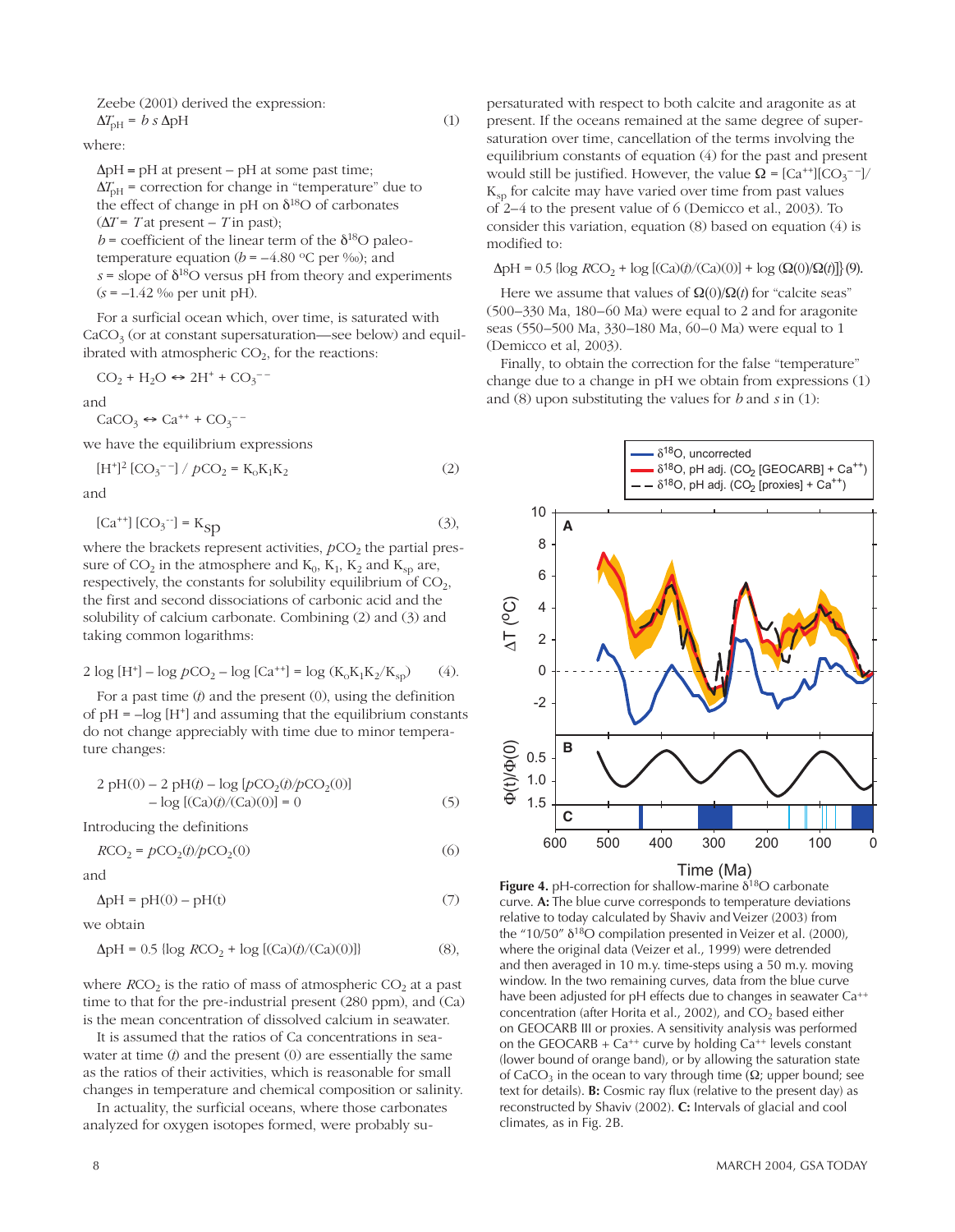Zeebe (2001) derived the expression:

$$\Delta T_{pH} = b\, s\, \Delta pH \quad (1)$$

where:

$\Delta pH$ = pH at present – pH at some past time;
$\Delta T_{pH}$ = correction for change in "temperature" due to the effect of change in pH on $\delta^{18}O$ of carbonates ($\Delta T$ = $T$ at present – $T$ in past);
$b$ = coefficient of the linear term of the $\delta^{18}O$ paleotemperature equation ($b$ = –4.80 °C per ‰); and
$s$ = slope of $\delta^{18}O$ versus pH from theory and experiments ($s$ = –1.42 ‰ per unit pH).

For a surficial ocean which, over time, is saturated with $CaCO_3$ (or at constant supersaturation—see below) and equilibrated with atmospheric $CO_2$, for the reactions:

$$CO_2 + H_2O \leftrightarrow 2H^+ + CO_3^{--}$$

and

$$CaCO_3 \leftrightarrow Ca^{++} + CO_3^{--}$$

we have the equilibrium expressions

$$[H^+]^2\,[CO_3^{--}] / pCO_2 = K_o K_1 K_2 \quad (2)$$

and

$$[Ca^{++}]\,[CO_3^{--}] = K_{sp} \quad (3),$$

where the brackets represent activities, $pCO_2$ the partial pressure of $CO_2$ in the atmosphere and $K_0$, $K_1$, $K_2$ and $K_{sp}$ are, respectively, the constants for solubility equilibrium of $CO_2$, the first and second dissociations of carbonic acid and the solubility of calcium carbonate. Combining (2) and (3) and taking common logarithms:

$$2 \log [H^+] - \log pCO_2 - \log [Ca^{++}] = \log (K_o K_1 K_2 / K_{sp}) \quad (4).$$

For a past time ($t$) and the present (0), using the definition of pH = $-\log [H^+]$ and assuming that the equilibrium constants do not change appreciably with time due to minor temperature changes:

$$2\,pH(0) - 2\,pH(t) - \log [pCO_2(t)/pCO_2(0)] - \log [(Ca)(t)/(Ca)(0)] = 0 \quad (5)$$

Introducing the definitions

$$RCO_2 = pCO_2(t)/pCO_2(0) \quad (6)$$

and

$$\Delta pH = pH(0) - pH(t) \quad (7)$$

we obtain

$$\Delta pH = 0.5\,\{\log RCO_2 + \log [(Ca)(t)/(Ca)(0)]\} \quad (8),$$

where $RCO_2$ is the ratio of mass of atmospheric $CO_2$ at a past time to that for the pre-industrial present (280 ppm), and (Ca) is the mean concentration of dissolved calcium in seawater.

It is assumed that the ratios of Ca concentrations in seawater at time ($t$) and the present (0) are essentially the same as the ratios of their activities, which is reasonable for small changes in temperature and chemical composition or salinity.

In actuality, the surficial oceans, where those carbonates analyzed for oxygen isotopes formed, were probably supersaturated with respect to both calcite and aragonite as at present. If the oceans remained at the same degree of supersaturation over time, cancellation of the terms involving the equilibrium constants of equation (4) for the past and present would still be justified. However, the value $\Omega = [Ca^{++}][CO_3^{--}]/K_{sp}$ for calcite may have varied over time from past values of 2–4 to the present value of 6 (Demicco et al., 2003). To consider this variation, equation (8) based on equation (4) is modified to:

$$\Delta pH = 0.5\,\{\log RCO_2 + \log [(Ca)(t)/(Ca)(0)] + \log (\Omega(0)/\Omega(t))\} \quad (9).$$

Here we assume that values of $\Omega(0)/\Omega(t)$ for "calcite seas" (500–330 Ma, 180–60 Ma) were equal to 2 and for aragonite seas (550–500 Ma, 330–180 Ma, 60–0 Ma) were equal to 1 (Demicco et al, 2003).

Finally, to obtain the correction for the false "temperature" change due to a change in pH we obtain from expressions (1) and (8) upon substituting the values for $b$ and $s$ in (1):

**Figure 4.** pH-correction for shallow-marine $\delta^{18}O$ carbonate curve. **A:** The blue curve corresponds to temperature deviations relative to today calculated by Shaviv and Veizer (2003) from the "10/50" $\delta^{18}O$ compilation presented in Veizer et al. (2000), where the original data (Veizer et al., 1999) were detrended and then averaged in 10 m.y. time-steps using a 50 m.y. moving window. In the two remaining curves, data from the blue curve have been adjusted for pH effects due to changes in seawater $Ca^{++}$ concentration (after Horita et al., 2002), and $CO_2$ based either on GEOCARB III or proxies. A sensitivity analysis was performed on the GEOCARB + $Ca^{++}$ curve by holding $Ca^{++}$ levels constant (lower bound of orange band), or by allowing the saturation state of $CaCO_3$ in the ocean to vary through time ($\Omega$; upper bound; see text for details). **B:** Cosmic ray flux (relative to the present day) as reconstructed by Shaviv (2002). **C:** Intervals of glacial and cool climates, as in Fig. 2B.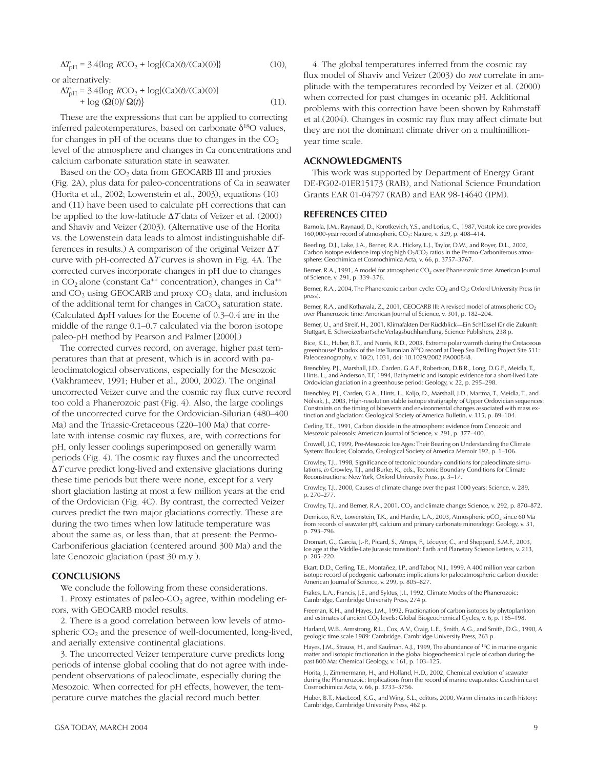$$\Delta T_{pH} = 3.4\{\log RCO_2 + \log[(Ca)(t)/(Ca)(0)]\} \quad (10),$$

or alternatively:

$$\Delta T_{pH} = 3.4\{\log RCO_2 + \log[(Ca)(t)/(Ca)(0)] + \log(\Omega(0)/\Omega(t)\} \quad (11).$$

These are the expressions that can be applied to correcting inferred paleotemperatures, based on carbonate $\delta^{18}O$ values, for changes in pH of the oceans due to changes in the $CO_2$ level of the atmosphere and changes in Ca concentrations and calcium carbonate saturation state in seawater.

Based on the $CO_2$ data from GEOCARB III and proxies (Fig. 2A), plus data for paleo-concentrations of Ca in seawater (Horita et al., 2002; Lowenstein et al., 2003), equations (10) and (11) have been used to calculate pH corrections that can be applied to the low-latitude $\Delta T$ data of Veizer et al. (2000) and Shaviv and Veizer (2003). (Alternative use of the Horita vs. the Lowenstein data leads to almost indistinguishable differences in results.) A comparison of the original Veizer $\Delta T$ curve with pH-corrected $\Delta T$ curves is shown in Fig. 4A. The corrected curves incorporate changes in pH due to changes in $CO_2$ alone (constant $Ca^{++}$ concentration), changes in $Ca^{++}$ and $CO_2$ using GEOCARB and proxy $CO_2$ data, and inclusion of the additional term for changes in $CaCO_3$ saturation state. (Calculated $\Delta$pH values for the Eocene of 0.3–0.4 are in the middle of the range 0.1–0.7 calculated via the boron isotope paleo-pH method by Pearson and Palmer [2000].)

The corrected curves record, on average, higher past temperatures than that at present, which is in accord with paleoclimatological observations, especially for the Mesozoic (Vakhrameev, 1991; Huber et al., 2000, 2002). The original uncorrected Veizer curve and the cosmic ray flux curve record too cold a Phanerozoic past (Fig. 4). Also, the large coolings of the uncorrected curve for the Ordovician-Silurian (480–400 Ma) and the Triassic-Cretaceous (220–100 Ma) that correlate with intense cosmic ray fluxes, are, with corrections for pH, only lesser coolings superimposed on generally warm periods (Fig. 4). The cosmic ray fluxes and the uncorrected $\Delta T$ curve predict long-lived and extensive glaciations during these time periods but there were none, except for a very short glaciation lasting at most a few million years at the end of the Ordovician (Fig. 4C). By contrast, the corrected Veizer curves predict the two major glaciations correctly. These are during the two times when low latitude temperature was about the same as, or less than, that at present: the Permo-Carboniferous glaciation (centered around 300 Ma) and the late Cenozoic glaciation (past 30 m.y.).

## CONCLUSIONS

We conclude the following from these considerations.

1. Proxy estimates of paleo-$CO_2$ agree, within modeling errors, with GEOCARB model results.

2. There is a good correlation between low levels of atmospheric $CO_2$ and the presence of well-documented, long-lived, and aerially extensive continental glaciations.

3. The uncorrected Veizer temperature curve predicts long periods of intense global cooling that do not agree with independent observations of paleoclimate, especially during the Mesozoic. When corrected for pH effects, however, the temperature curve matches the glacial record much better.

4. The global temperatures inferred from the cosmic ray flux model of Shaviv and Veizer (2003) do *not* correlate in amplitude with the temperatures recorded by Veizer et al. (2000) when corrected for past changes in oceanic pH. Additional problems with this correction have been shown by Rahmstaff et al.(2004). Changes in cosmic ray flux may affect climate but they are not the dominant climate driver on a multimillion-year time scale.

## ACKNOWLEDGMENTS

This work was supported by Department of Energy Grant DE-FG02-01ER15173 (RAB), and National Science Foundation Grants EAR 01-04797 (RAB) and EAR 98-14640 (IPM).

## REFERENCES CITED

Barnola, J.M., Raynaud, D., Korotkevich, Y.S., and Lorius, C., 1987, Vostok ice core provides 160,000-year record of atmospheric $CO_2$: Nature, v. 329, p. 408–414.

Beerling, D.J., Lake, J.A., Berner, R.A., Hickey, L.J., Taylor, D.W., and Royer, D.L., 2002, Carbon isotope evidence implying high $O_2/CO_2$ ratios in the Permo-Carboniferous atmosphere: Geochimica et Cosmochimica Acta, v. 66, p. 3757–3767.

Berner, R.A., 1991, A model for atmospheric $CO_2$ over Phanerozoic time: American Journal of Science, v. 291, p. 339–376.

Berner, R.A., 2004, The Phanerozoic carbon cycle: $CO_2$ and $O_2$: Oxford University Press (in press).

Berner, R.A., and Kothavala, Z., 2001, GEOCARB III: A revised model of atmospheric $CO_2$ over Phanerozoic time: American Journal of Science, v. 301, p. 182–204.

Berner, U., and Streif, H., 2001, Klimafakten Der Rückblick—Ein Schlüssel für die Zukunft: Stuttgart, E. Schweizerbart'sche Verlagsbuchhandlung, Science Publishers, 238 p.

Bice, K.L., Huber, B.T., and Norris, R.D., 2003, Extreme polar warmth during the Cretaceous greenhouse? Paradox of the late Turonian $\delta^{18}O$ record at Deep Sea Drilling Project Site 511: Paleoceanography, v. 18(2), 1031, doi: 10.1029/2002 PA000848.

Brenchley, P.J., Marshall, J.D., Carden, G.A.F., Robertson, D.B.R., Long, D.G.F., Meidla, T., Hints, L., and Anderson, T.F, 1994, Bathymetric and isotopic evidence for a short-lived Late Ordovician glaciation in a greenhouse period: Geology, v. 22, p. 295–298.

Brenchley, P.J., Carden, G.A., Hints, L., Kaljo, D., Marshall, J.D., Martma, T., Meidla, T., and Nõlvak, J., 2003, High-resolution stable isotope stratigraphy of Upper Ordovician sequences: Constraints on the timing of bioevents and environmental changes associated with mass extinction and glaciation: Geological Society of America Bulletin, v. 115, p. 89–104.

Cerling, T.E., 1991, Carbon dioxide in the atmosphere: evidence from Cenozoic and Mesozoic paleosols: American Journal of Science, v. 291, p. 377–400.

Crowell, J.C, 1999, Pre-Mesozoic Ice Ages: Their Bearing on Understanding the Climate System: Boulder, Colorado, Geological Society of America Memoir 192, p. 1–106.

Crowley, T.J., 1998, Significance of tectonic boundary conditions for paleoclimate simulations, *in* Crowley, T.J., and Burke, K., eds., Tectonic Boundary Conditions for Climate Reconstructions: New York, Oxford University Press, p. 3–17.

Crowley, T.J., 2000, Causes of climate change over the past 1000 years: Science, v. 289, p. 270–277.

Crowley, T.J., and Berner, R.A., 2001, $CO_2$ and climate change: Science, v. 292, p. 870–872.

Demicco, R.V., Lowenstein, T.K., and Hardie, L.A., 2003, Atmospheric $pCO_2$ since 60 Ma from records of seawater pH, calcium and primary carbonate mineralogy: Geology, v. 31, p. 793–796.

Dromart, G., Garcia, J.-P., Picard, S., Atrops, F., Lécuyer, C., and Sheppard, S.M.F., 2003, Ice age at the Middle-Late Jurassic transition?: Earth and Planetary Science Letters, v. 213, p. 205–220.

Ekart, D.D., Cerling, T.E., Montañez, I.P., and Tabor, N.J., 1999, A 400 million year carbon isotope record of pedogenic carbonate: implications for paleoatmospheric carbon dioxide: American Journal of Science, v. 299, p. 805–827.

Frakes, L.A., Francis, J.E., and Syktus, J.I., 1992, Climate Modes of the Phanerozoic: Cambridge, Cambridge University Press, 274 p.

Freeman, K.H., and Hayes, J.M., 1992, Fractionation of carbon isotopes by phytoplankton and estimates of ancient $CO_2$ levels: Global Biogeochemical Cycles, v. 6, p. 185–198.

Harland, W.B., Armstrong, R.L., Cox, A.V., Craig, L.E., Smith, A.G., and Smith, D.G., 1990, A geologic time scale 1989: Cambridge, Cambridge University Press, 263 p.

Hayes, J.M., Strauss, H., and Kaufman, A.J., 1999, The abundance of $^{13}C$ in marine organic matter and isotopic fractionation in the global biogeochemical cycle of carbon during the past 800 Ma: Chemical Geology, v. 161, p. 103–125.

Horita, J., Zimmermann, H., and Holland, H.D., 2002, Chemical evolution of seawater during the Phanerozoic: Implications from the record of marine evaporates: Geochimica et Cosmochimica Acta, v. 66, p. 3733–3756.

Huber, B.T., MacLeod, K.G., and Wing, S.L., editors, 2000, Warm climates in earth history: Cambridge, Cambridge University Press, 462 p.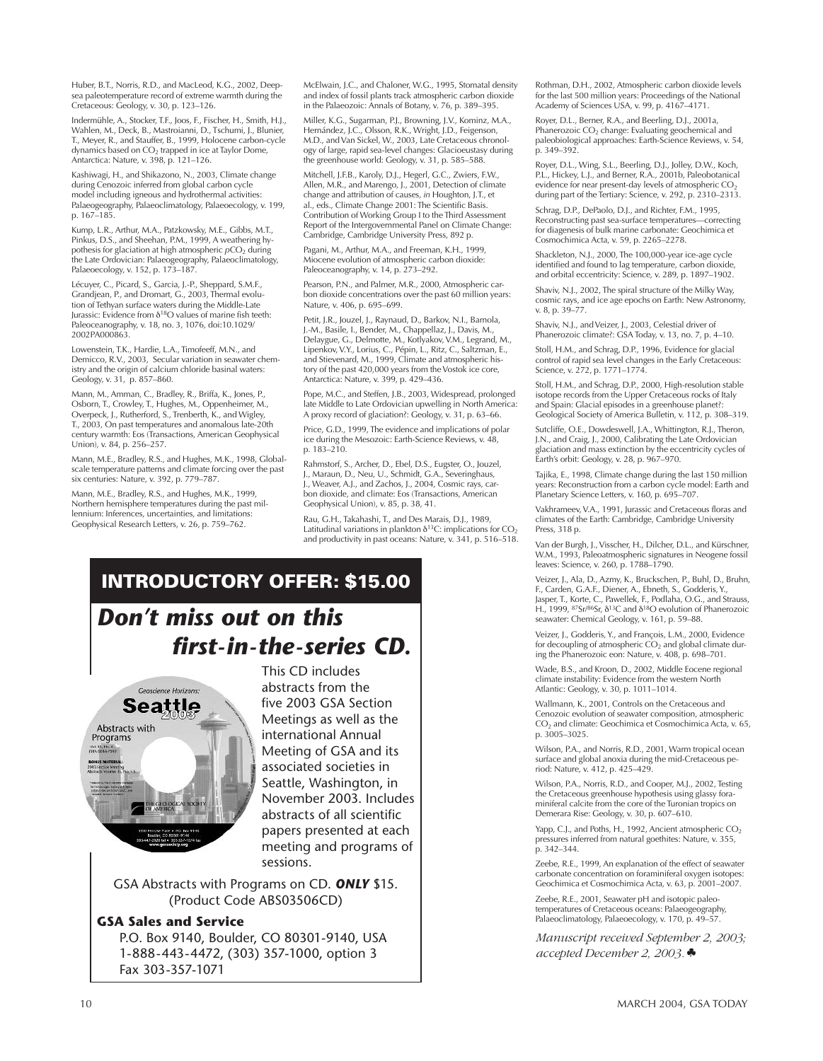Huber, B.T., Norris, R.D., and MacLeod, K.G., 2002, Deep-sea paleotemperature record of extreme warmth during the Cretaceous: Geology, v. 30, p. 123–126.

Indermühle, A., Stocker, T.F., Joos, F., Fischer, H., Smith, H.J., Wahlen, M., Deck, B., Mastroianni, D., Tschumi, J., Blunier, T., Meyer, R., and Stauffer, B., 1999, Holocene carbon-cycle dynamics based on $CO_2$ trapped in ice at Taylor Dome, Antarctica: Nature, v. 398, p. 121–126.

Kashiwagi, H., and Shikazono, N., 2003, Climate change during Cenozoic inferred from global carbon cycle model including igneous and hydrothermal activities: Palaeogeography, Palaeoclimatology, Palaeoecology, v. 199, p. 167–185.

Kump, L.R., Arthur, M.A., Patzkowsky, M.E., Gibbs, M.T., Pinkus, D.S., and Sheehan, P.M., 1999, A weathering hypothesis for glaciation at high atmospheric $pCO_2$ during the Late Ordovician: Palaeogeography, Palaeoclimatology, Palaeoecology, v. 152, p. 173–187.

Lécuyer, C., Picard, S., Garcia, J.-P., Sheppard, S.M.F., Grandjean, P., and Dromart, G., 2003, Thermal evolution of Tethyan surface waters during the Middle-Late Jurassic: Evidence from $\delta^{18}O$ values of marine fish teeth: Paleoceanography, v. 18, no. 3, 1076, doi:10.1029/2002PA000863.

Lowenstein, T.K., Hardie, L.A., Timofeeff, M.N., and Demicco, R.V., 2003, Secular variation in seawater chemistry and the origin of calcium chloride basinal waters: Geology, v. 31, p. 857–860.

Mann, M., Amman, C., Bradley, R., Briffa, K., Jones, P., Osborn, T., Crowley, T., Hughes, M., Oppenheimer, M., Overpeck, J., Rutherford, S., Trenberth, K., and Wigley, T., 2003, On past temperatures and anomalous late-20th century warmth: Eos (Transactions, American Geophysical Union), v. 84, p. 256–257.

Mann, M.E., Bradley, R.S., and Hughes, M.K., 1998, Global-scale temperature patterns and climate forcing over the past six centuries: Nature, v. 392, p. 779–787.

Mann, M.E., Bradley, R.S., and Hughes, M.K., 1999, Northern hemisphere temperatures during the past millennium: Inferences, uncertainties, and limitations: Geophysical Research Letters, v. 26, p. 759–762.

McElwain, J.C., and Chaloner, W.G., 1995, Stomatal density and index of fossil plants track atmospheric carbon dioxide in the Palaeozoic: Annals of Botany, v. 76, p. 389–395.

Miller, K.G., Sugarman, P.J., Browning, J.V., Kominz, M.A., Hernández, J.C., Olsson, R.K., Wright, J.D., Feigenson, M.D., and Van Sickel, W., 2003, Late Cretaceous chronology of large, rapid sea-level changes: Glacioeustasy during the greenhouse world: Geology, v. 31, p. 585–588.

Mitchell, J.F.B., Karoly, D.J., Hegerl, G.C., Zwiers, F.W., Allen, M.R., and Marengo, J., 2001, Detection of climate change and attribution of causes, *in* Houghton, J.T., et al., eds., Climate Change 2001: The Scientific Basis. Contribution of Working Group I to the Third Assessment Report of the Intergovernmental Panel on Climate Change: Cambridge, Cambridge University Press, 892 p.

Pagani, M., Arthur, M.A., and Freeman, K.H., 1999, Miocene evolution of atmospheric carbon dioxide: Paleoceanography, v. 14, p. 273–292.

Pearson, P.N., and Palmer, M.R., 2000, Atmospheric carbon dioxide concentrations over the past 60 million years: Nature, v. 406, p. 695–699.

Petit, J.R., Jouzel, J., Raynaud, D., Barkov, N.I., Barnola, J.-M., Basile, I., Bender, M., Chappellaz, J., Davis, M., Delaygue, G., Delmotte, M., Kotlyakov, V.M., Legrand, M., Lipenkov, V.Y., Lorius, C., Pépin, L., Ritz, C., Saltzman, E., and Stievenard, M., 1999, Climate and atmospheric history of the past 420,000 years from the Vostok ice core, Antarctica: Nature, v. 399, p. 429–436.

Pope, M.C., and Steffen, J.B., 2003, Widespread, prolonged late Middle to Late Ordovician upwelling in North America: A proxy record of glaciation?: Geology, v. 31, p. 63–66.

Price, G.D., 1999, The evidence and implications of polar ice during the Mesozoic: Earth-Science Reviews, v. 48, p. 183–210.

Rahmstorf, S., Archer, D., Ebel, D.S., Eugster, O., Jouzel, J., Maraun, D., Neu, U., Schmidt, G.A., Severinghaus, J., Weaver, A.J., and Zachos, J., 2004, Cosmic rays, carbon dioxide, and climate: Eos (Transactions, American Geophysical Union), v. 85, p. 38, 41.

Rau, G.H., Takahashi, T., and Des Marais, D.J., 1989, Latitudinal variations in plankton $\delta^{13}C$: implications for $CO_2$ and productivity in past oceans: Nature, v. 341, p. 516–518.

Rothman, D.H., 2002, Atmospheric carbon dioxide levels for the last 500 million years: Proceedings of the National Academy of Sciences USA, v. 99, p. 4167–4171.

Royer, D.L., Berner, R.A., and Beerling, D.J., 2001a, Phanerozoic $CO_2$ change: Evaluating geochemical and paleobiological approaches: Earth-Science Reviews, v. 54, p. 349–392.

Royer, D.L., Wing, S.L., Beerling, D.J., Jolley, D.W., Koch, P.L., Hickey, L.J., and Berner, R.A., 2001b, Paleobotanical evidence for near present-day levels of atmospheric $CO_2$ during part of the Tertiary: Science, v. 292, p. 2310–2313.

Schrag, D.P., DePaolo, D.J., and Richter, F.M., 1995, Reconstructing past sea-surface temperatures—correcting for diagenesis of bulk marine carbonate: Geochimica et Cosmochimica Acta, v. 59, p. 2265–2278.

Shackleton, N.J., 2000, The 100,000-year ice-age cycle identified and found to lag temperature, carbon dioxide, and orbital eccentricity: Science, v. 289, p. 1897–1902.

Shaviv, N.J., 2002, The spiral structure of the Milky Way, cosmic rays, and ice age epochs on Earth: New Astronomy, v. 8, p. 39–77.

Shaviv, N.J., and Veizer, J., 2003, Celestial driver of Phanerozoic climate?: GSA Today, v. 13, no. 7, p. 4–10.

Stoll, H.M., and Schrag, D.P., 1996, Evidence for glacial control of rapid sea level changes in the Early Cretaceous: Science, v. 272, p. 1771–1774.

Stoll, H.M., and Schrag, D.P., 2000, High-resolution stable isotope records from the Upper Cretaceous rocks of Italy and Spain: Glacial episodes in a greenhouse planet?: Geological Society of America Bulletin, v. 112, p. 308–319.

Sutcliffe, O.E., Dowdeswell, J.A., Whittington, R.J., Theron, J.N., and Craig, J., 2000, Calibrating the Late Ordovician glaciation and mass extinction by the eccentricity cycles of Earth's orbit: Geology, v. 28, p. 967–970.

Tajika, E., 1998, Climate change during the last 150 million years: Reconstruction from a carbon cycle model: Earth and Planetary Science Letters, v. 160, p. 695–707.

Vakhrameev, V.A., 1991, Jurassic and Cretaceous floras and climates of the Earth: Cambridge, Cambridge University Press, 318 p.

Van der Burgh, J., Visscher, H., Dilcher, D.L., and Kürschner, W.M., 1993, Paleoatmospheric signatures in Neogene fossil leaves: Science, v. 260, p. 1788–1790.

Veizer, J., Ala, D., Azmy, K., Bruckschen, P., Buhl, D., Bruhn, F., Carden, G.A.F., Diener, A., Ebneth, S., Godderis, Y., Jasper, T., Korte, C., Pawellek, F., Podlaha, O.G., and Strauss, H., 1999, $^{87}Sr/^{86}Sr$, $\delta^{13}C$ and $\delta^{18}O$ evolution of Phanerozoic seawater: Chemical Geology, v. 161, p. 59–88.

Veizer, J., Godderis, Y., and François, L.M., 2000, Evidence for decoupling of atmospheric $CO_2$ and global climate during the Phanerozoic eon: Nature, v. 408, p. 698–701.

Wade, B.S., and Kroon, D., 2002, Middle Eocene regional climate instability: Evidence from the western North Atlantic: Geology, v. 30, p. 1011–1014.

Wallmann, K., 2001, Controls on the Cretaceous and Cenozoic evolution of seawater composition, atmospheric $CO_2$ and climate: Geochimica et Cosmochimica Acta, v. 65, p. 3005–3025.

Wilson, P.A., and Norris, R.D., 2001, Warm tropical ocean surface and global anoxia during the mid-Cretaceous period: Nature, v. 412, p. 425–429.

Wilson, P.A., Norris, R.D., and Cooper, M.J., 2002, Testing the Cretaceous greenhouse hypothesis using glassy foraminiferal calcite from the core of the Turonian tropics on Demerara Rise: Geology, v. 30, p. 607–610.

Yapp, C.J., and Poths, H., 1992, Ancient atmospheric $CO_2$ pressures inferred from natural goethites: Nature, v. 355, p. 342–344.

Zeebe, R.E., 1999, An explanation of the effect of seawater carbonate concentration on foraminiferal oxygen isotopes: Geochimica et Cosmochimica Acta, v. 63, p. 2001–2007.

Zeebe, R.E., 2001, Seawater pH and isotopic paleotemperatures of Cretaceous oceans: Palaeogeography, Palaeoclimatology, Palaeoecology, v. 170, p. 49–57.

*Manuscript received September 2, 2003; accepted December 2, 2003.* ♣

## INTRODUCTORY OFFER: $15.00

***Don't miss out on this first-in-the-series CD.***

This CD includes abstracts from the five 2003 GSA Section Meetings as well as the international Annual Meeting of GSA and its associated societies in Seattle, Washington, in November 2003. Includes abstracts of all scientific papers presented at each meeting and programs of sessions.

GSA Abstracts with Programs on CD. ***ONLY*** $15. (Product Code ABS03506CD)

**GSA Sales and Service**
P.O. Box 9140, Boulder, CO 80301-9140, USA
1-888-443-4472, (303) 357-1000, option 3
Fax 303-357-1071